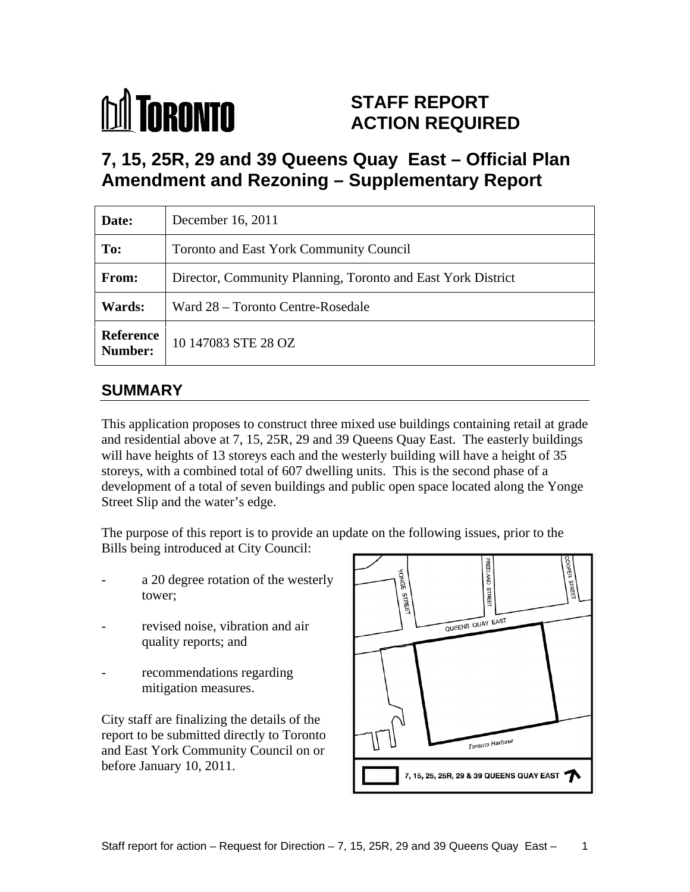# STAFF REPORT ACTION REQUIRED

## 7, 15, 25R, 29 and 39 Queens Quay East – Official Plan Amendment and Rezoning – Supplementary Report

| | |
|---|---|
| **Date:** | December 16, 2011 |
| **To:** | Toronto and East York Community Council |
| **From:** | Director, Community Planning, Toronto and East York District |
| **Wards:** | Ward 28 – Toronto Centre-Rosedale |
| **Reference Number:** | 10 147083 STE 28 OZ |

## SUMMARY

This application proposes to construct three mixed use buildings containing retail at grade and residential above at 7, 15, 25R, 29 and 39 Queens Quay East. The easterly buildings will have heights of 13 storeys each and the westerly building will have a height of 35 storeys, with a combined total of 607 dwelling units. This is the second phase of a development of a total of seven buildings and public open space located along the Yonge Street Slip and the water's edge.

The purpose of this report is to provide an update on the following issues, prior to the Bills being introduced at City Council:

- a 20 degree rotation of the westerly tower;
- revised noise, vibration and air quality reports; and
- recommendations regarding mitigation measures.

City staff are finalizing the details of the report to be submitted directly to Toronto and East York Community Council on or before January 10, 2011.

7, 15, 25, 25R, 29 & 39 QUEENS QUAY EAST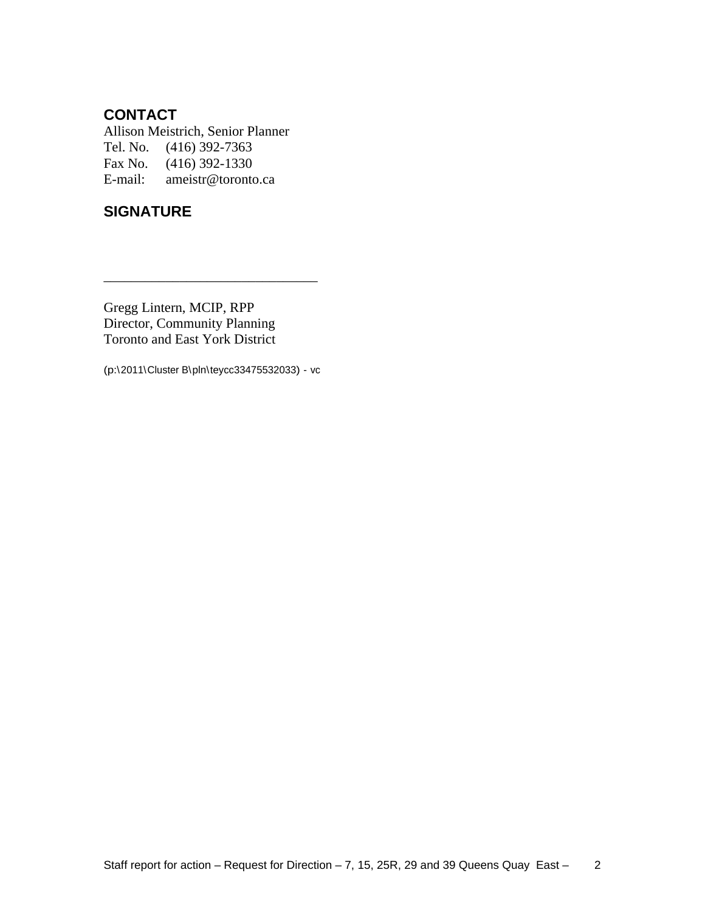## CONTACT

Allison Meistrich, Senior Planner
Tel. No. (416) 392-7363
Fax No. (416) 392-1330
E-mail: ameistr@toronto.ca

## SIGNATURE

_______________________________

Gregg Lintern, MCIP, RPP
Director, Community Planning
Toronto and East York District

(p:\2011\Cluster B\pln\teycc33475532033) - vc